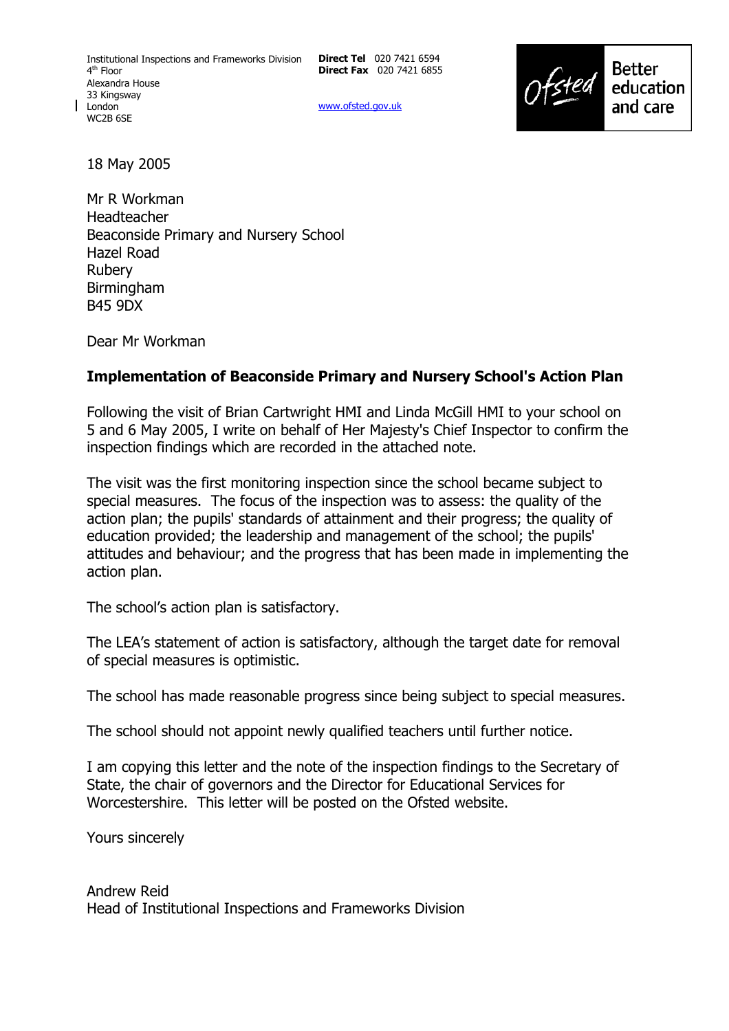Institutional Inspections and Frameworks Division
4th Floor
Alexandra House
33 Kingsway
London
WC2B 6SE

**Direct Tel** 020 7421 6594
**Direct Fax** 020 7421 6855

www.ofsted.gov.uk

Ofsted Better education and care

18 May 2005

Mr R Workman
Headteacher
Beaconside Primary and Nursery School
Hazel Road
Rubery
Birmingham
B45 9DX

Dear Mr Workman

**Implementation of Beaconside Primary and Nursery School's Action Plan**

Following the visit of Brian Cartwright HMI and Linda McGill HMI to your school on 5 and 6 May 2005, I write on behalf of Her Majesty's Chief Inspector to confirm the inspection findings which are recorded in the attached note.

The visit was the first monitoring inspection since the school became subject to special measures. The focus of the inspection was to assess: the quality of the action plan; the pupils' standards of attainment and their progress; the quality of education provided; the leadership and management of the school; the pupils' attitudes and behaviour; and the progress that has been made in implementing the action plan.

The school's action plan is satisfactory.

The LEA's statement of action is satisfactory, although the target date for removal of special measures is optimistic.

The school has made reasonable progress since being subject to special measures.

The school should not appoint newly qualified teachers until further notice.

I am copying this letter and the note of the inspection findings to the Secretary of State, the chair of governors and the Director for Educational Services for Worcestershire. This letter will be posted on the Ofsted website.

Yours sincerely

Andrew Reid
Head of Institutional Inspections and Frameworks Division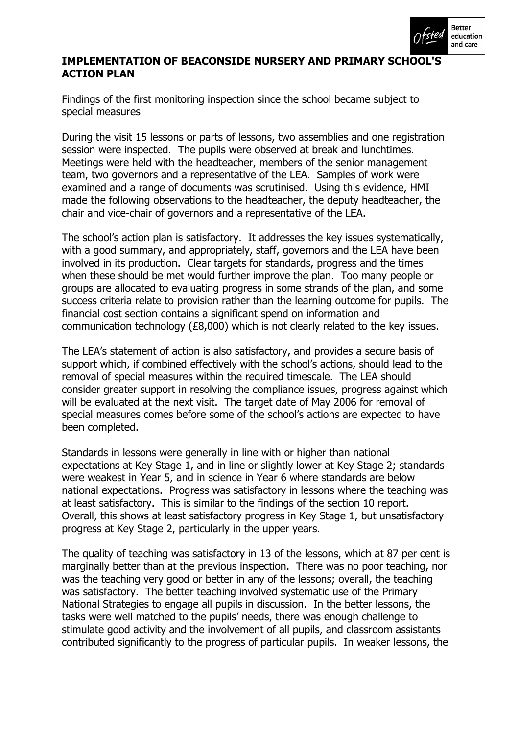**IMPLEMENTATION OF BEACONSIDE NURSERY AND PRIMARY SCHOOL'S ACTION PLAN**

Findings of the first monitoring inspection since the school became subject to special measures

During the visit 15 lessons or parts of lessons, two assemblies and one registration session were inspected. The pupils were observed at break and lunchtimes. Meetings were held with the headteacher, members of the senior management team, two governors and a representative of the LEA. Samples of work were examined and a range of documents was scrutinised. Using this evidence, HMI made the following observations to the headteacher, the deputy headteacher, the chair and vice-chair of governors and a representative of the LEA.

The school's action plan is satisfactory. It addresses the key issues systematically, with a good summary, and appropriately, staff, governors and the LEA have been involved in its production. Clear targets for standards, progress and the times when these should be met would further improve the plan. Too many people or groups are allocated to evaluating progress in some strands of the plan, and some success criteria relate to provision rather than the learning outcome for pupils. The financial cost section contains a significant spend on information and communication technology (£8,000) which is not clearly related to the key issues.

The LEA's statement of action is also satisfactory, and provides a secure basis of support which, if combined effectively with the school's actions, should lead to the removal of special measures within the required timescale. The LEA should consider greater support in resolving the compliance issues, progress against which will be evaluated at the next visit. The target date of May 2006 for removal of special measures comes before some of the school's actions are expected to have been completed.

Standards in lessons were generally in line with or higher than national expectations at Key Stage 1, and in line or slightly lower at Key Stage 2; standards were weakest in Year 5, and in science in Year 6 where standards are below national expectations. Progress was satisfactory in lessons where the teaching was at least satisfactory. This is similar to the findings of the section 10 report. Overall, this shows at least satisfactory progress in Key Stage 1, but unsatisfactory progress at Key Stage 2, particularly in the upper years.

The quality of teaching was satisfactory in 13 of the lessons, which at 87 per cent is marginally better than at the previous inspection. There was no poor teaching, nor was the teaching very good or better in any of the lessons; overall, the teaching was satisfactory. The better teaching involved systematic use of the Primary National Strategies to engage all pupils in discussion. In the better lessons, the tasks were well matched to the pupils' needs, there was enough challenge to stimulate good activity and the involvement of all pupils, and classroom assistants contributed significantly to the progress of particular pupils. In weaker lessons, the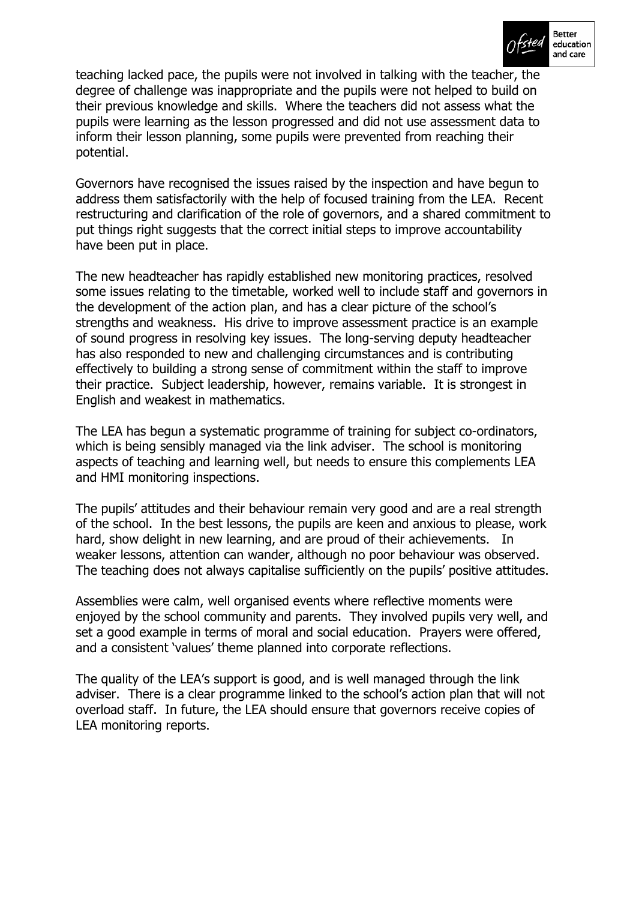teaching lacked pace, the pupils were not involved in talking with the teacher, the degree of challenge was inappropriate and the pupils were not helped to build on their previous knowledge and skills. Where the teachers did not assess what the pupils were learning as the lesson progressed and did not use assessment data to inform their lesson planning, some pupils were prevented from reaching their potential.

Governors have recognised the issues raised by the inspection and have begun to address them satisfactorily with the help of focused training from the LEA. Recent restructuring and clarification of the role of governors, and a shared commitment to put things right suggests that the correct initial steps to improve accountability have been put in place.

The new headteacher has rapidly established new monitoring practices, resolved some issues relating to the timetable, worked well to include staff and governors in the development of the action plan, and has a clear picture of the school's strengths and weakness. His drive to improve assessment practice is an example of sound progress in resolving key issues. The long-serving deputy headteacher has also responded to new and challenging circumstances and is contributing effectively to building a strong sense of commitment within the staff to improve their practice. Subject leadership, however, remains variable. It is strongest in English and weakest in mathematics.

The LEA has begun a systematic programme of training for subject co-ordinators, which is being sensibly managed via the link adviser. The school is monitoring aspects of teaching and learning well, but needs to ensure this complements LEA and HMI monitoring inspections.

The pupils' attitudes and their behaviour remain very good and are a real strength of the school. In the best lessons, the pupils are keen and anxious to please, work hard, show delight in new learning, and are proud of their achievements. In weaker lessons, attention can wander, although no poor behaviour was observed. The teaching does not always capitalise sufficiently on the pupils' positive attitudes.

Assemblies were calm, well organised events where reflective moments were enjoyed by the school community and parents. They involved pupils very well, and set a good example in terms of moral and social education. Prayers were offered, and a consistent 'values' theme planned into corporate reflections.

The quality of the LEA's support is good, and is well managed through the link adviser. There is a clear programme linked to the school's action plan that will not overload staff. In future, the LEA should ensure that governors receive copies of LEA monitoring reports.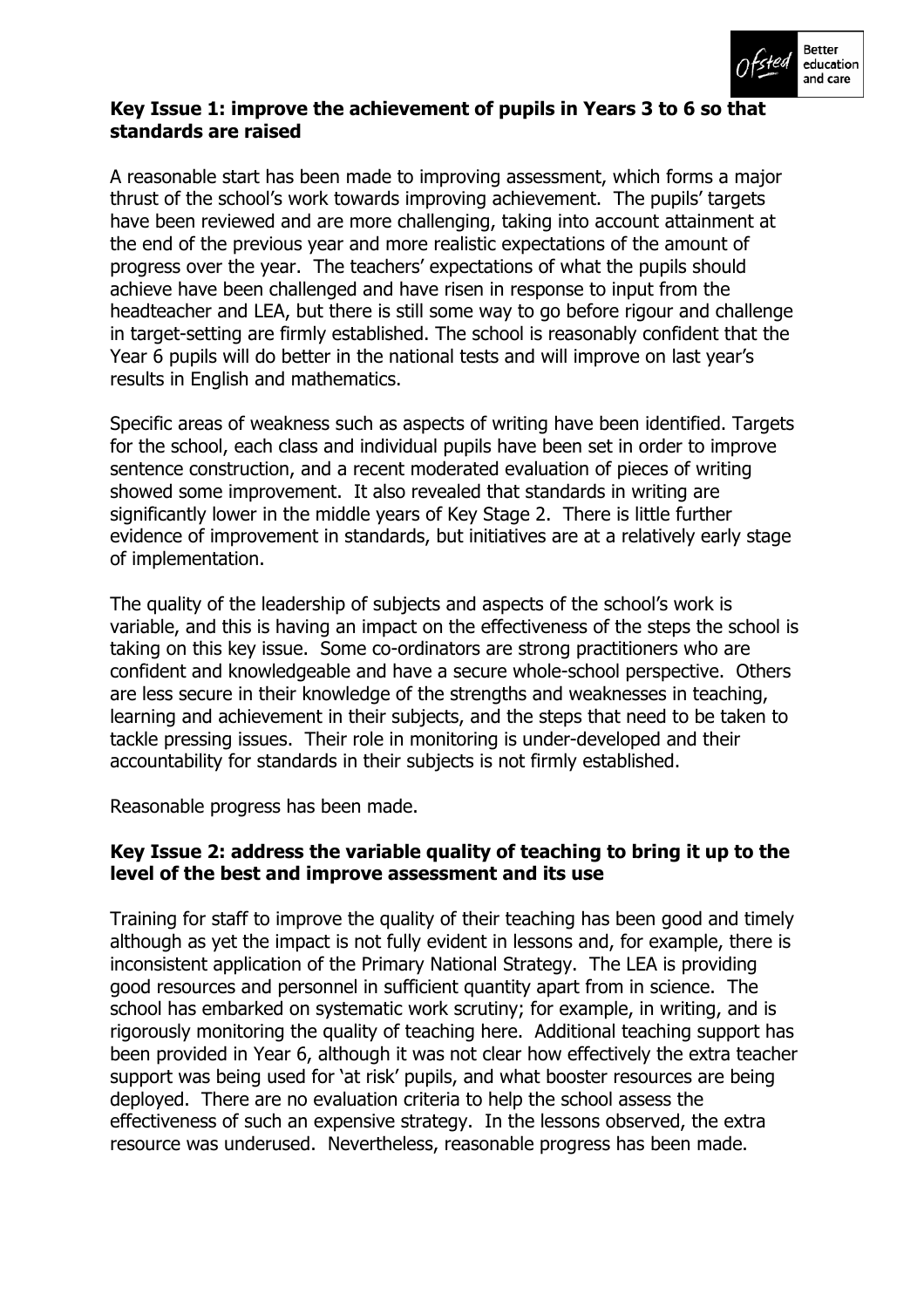**Key Issue 1: improve the achievement of pupils in Years 3 to 6 so that standards are raised**

A reasonable start has been made to improving assessment, which forms a major thrust of the school's work towards improving achievement. The pupils' targets have been reviewed and are more challenging, taking into account attainment at the end of the previous year and more realistic expectations of the amount of progress over the year. The teachers' expectations of what the pupils should achieve have been challenged and have risen in response to input from the headteacher and LEA, but there is still some way to go before rigour and challenge in target-setting are firmly established. The school is reasonably confident that the Year 6 pupils will do better in the national tests and will improve on last year's results in English and mathematics.

Specific areas of weakness such as aspects of writing have been identified. Targets for the school, each class and individual pupils have been set in order to improve sentence construction, and a recent moderated evaluation of pieces of writing showed some improvement. It also revealed that standards in writing are significantly lower in the middle years of Key Stage 2. There is little further evidence of improvement in standards, but initiatives are at a relatively early stage of implementation.

The quality of the leadership of subjects and aspects of the school's work is variable, and this is having an impact on the effectiveness of the steps the school is taking on this key issue. Some co-ordinators are strong practitioners who are confident and knowledgeable and have a secure whole-school perspective. Others are less secure in their knowledge of the strengths and weaknesses in teaching, learning and achievement in their subjects, and the steps that need to be taken to tackle pressing issues. Their role in monitoring is under-developed and their accountability for standards in their subjects is not firmly established.

Reasonable progress has been made.

**Key Issue 2: address the variable quality of teaching to bring it up to the level of the best and improve assessment and its use**

Training for staff to improve the quality of their teaching has been good and timely although as yet the impact is not fully evident in lessons and, for example, there is inconsistent application of the Primary National Strategy. The LEA is providing good resources and personnel in sufficient quantity apart from in science. The school has embarked on systematic work scrutiny; for example, in writing, and is rigorously monitoring the quality of teaching here. Additional teaching support has been provided in Year 6, although it was not clear how effectively the extra teacher support was being used for 'at risk' pupils, and what booster resources are being deployed. There are no evaluation criteria to help the school assess the effectiveness of such an expensive strategy. In the lessons observed, the extra resource was underused. Nevertheless, reasonable progress has been made.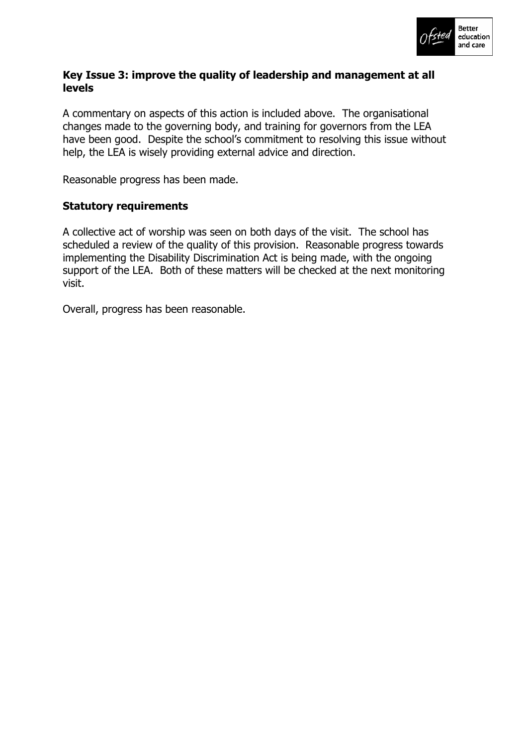**Key Issue 3: improve the quality of leadership and management at all levels**

A commentary on aspects of this action is included above. The organisational changes made to the governing body, and training for governors from the LEA have been good. Despite the school's commitment to resolving this issue without help, the LEA is wisely providing external advice and direction.

Reasonable progress has been made.

**Statutory requirements**

A collective act of worship was seen on both days of the visit. The school has scheduled a review of the quality of this provision. Reasonable progress towards implementing the Disability Discrimination Act is being made, with the ongoing support of the LEA. Both of these matters will be checked at the next monitoring visit.

Overall, progress has been reasonable.